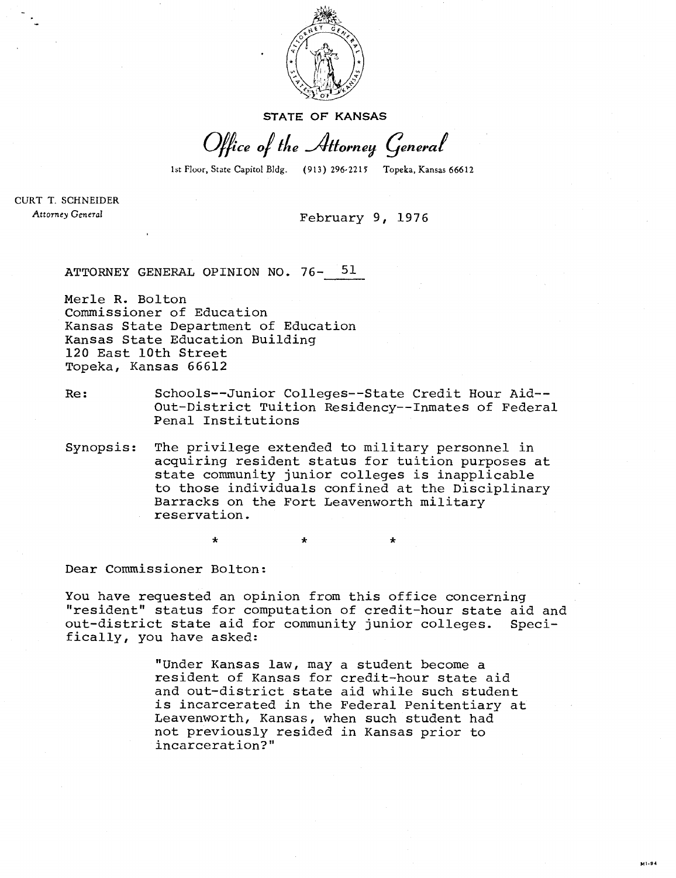STATE OF KANSAS

*Office of the Attorney General*

1st Floor, State Capitol Bldg. (913) 296-2215 Topeka, Kansas 66612

CURT T. SCHNEIDER
*Attorney General*

February 9, 1976

ATTORNEY GENERAL OPINION NO. 76- 51

Merle R. Bolton
Commissioner of Education
Kansas State Department of Education
Kansas State Education Building
120 East 10th Street
Topeka, Kansas 66612

Re: Schools--Junior Colleges--State Credit Hour Aid--Out-District Tuition Residency--Inmates of Federal Penal Institutions

Synopsis: The privilege extended to military personnel in acquiring resident status for tuition purposes at state community junior colleges is inapplicable to those individuals confined at the Disciplinary Barracks on the Fort Leavenworth military reservation.

\* \* \*

Dear Commissioner Bolton:

You have requested an opinion from this office concerning "resident" status for computation of credit-hour state aid and out-district state aid for community junior colleges. Specifically, you have asked:

> "Under Kansas law, may a student become a resident of Kansas for credit-hour state aid and out-district state aid while such student is incarcerated in the Federal Penitentiary at Leavenworth, Kansas, when such student had not previously resided in Kansas prior to incarceration?"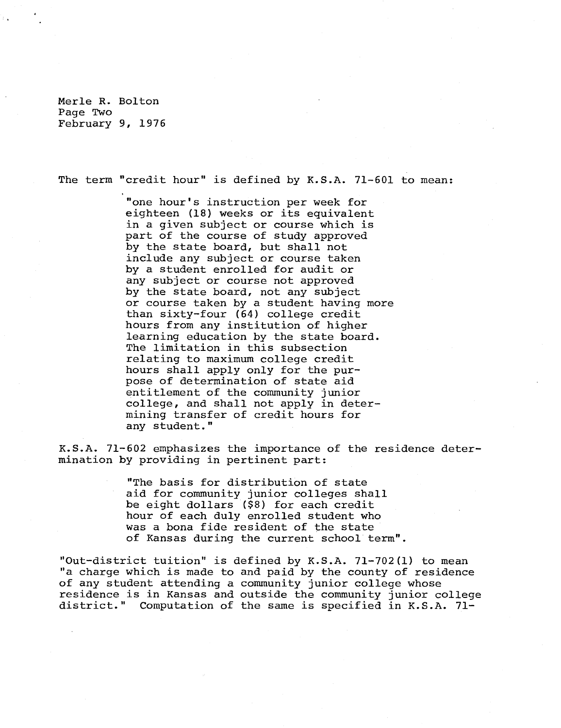Merle R. Bolton
Page Two
February 9, 1976

The term "credit hour" is defined by K.S.A. 71-601 to mean:

> "one hour's instruction per week for eighteen (18) weeks or its equivalent in a given subject or course which is part of the course of study approved by the state board, but shall not include any subject or course taken by a student enrolled for audit or any subject or course not approved by the state board, not any subject or course taken by a student having more than sixty-four (64) college credit hours from any institution of higher learning education by the state board. The limitation in this subsection relating to maximum college credit hours shall apply only for the purpose of determination of state aid entitlement of the community junior college, and shall not apply in determining transfer of credit hours for any student."

K.S.A. 71-602 emphasizes the importance of the residence determination by providing in pertinent part:

> "The basis for distribution of state aid for community junior colleges shall be eight dollars ($8) for each credit hour of each duly enrolled student who was a bona fide resident of the state of Kansas during the current school term".

"Out-district tuition" is defined by K.S.A. 71-702(1) to mean "a charge which is made to and paid by the county of residence of any student attending a community junior college whose residence is in Kansas and outside the community junior college district." Computation of the same is specified in K.S.A. 71-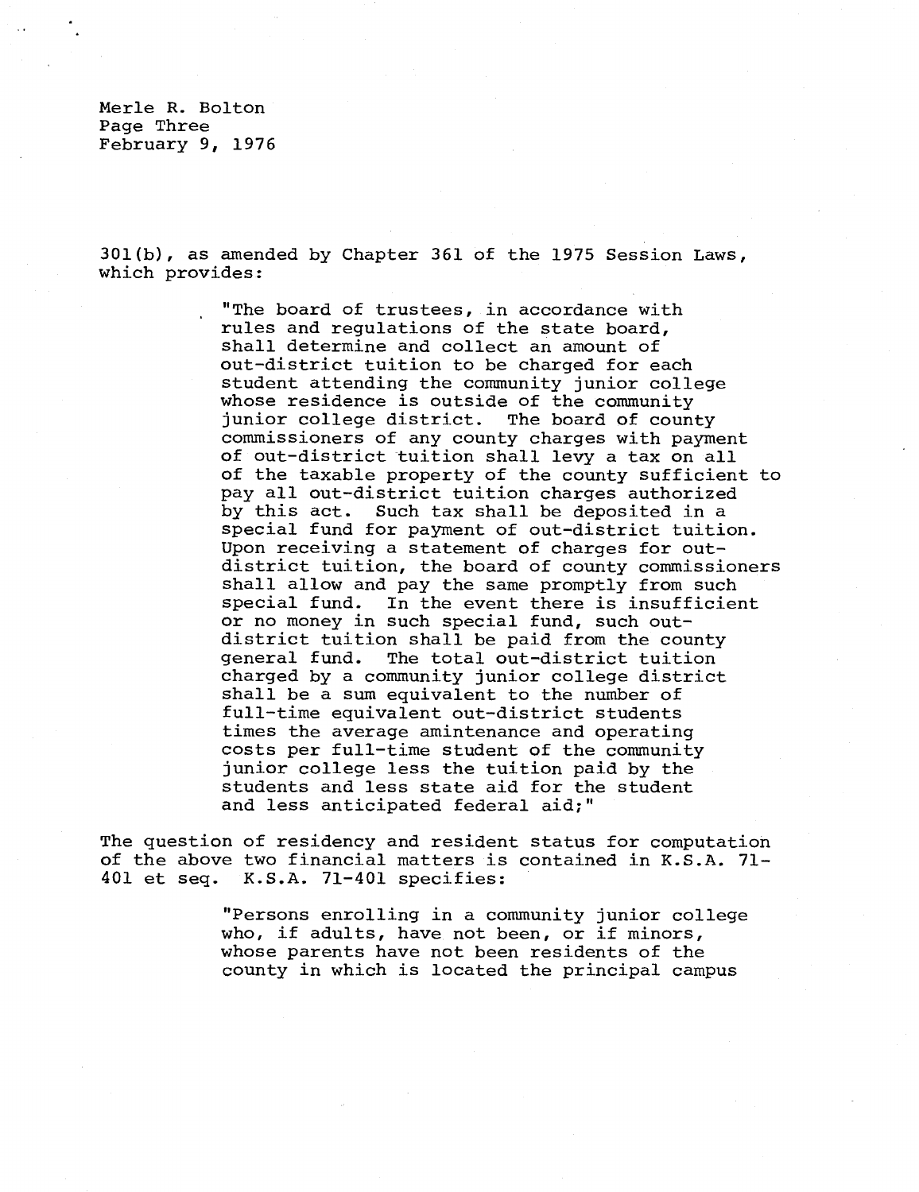301(b), as amended by Chapter 361 of the 1975 Session Laws, which provides:

> "The board of trustees, in accordance with rules and regulations of the state board, shall determine and collect an amount of out-district tuition to be charged for each student attending the community junior college whose residence is outside of the community junior college district. The board of county commissioners of any county charges with payment of out-district tuition shall levy a tax on all of the taxable property of the county sufficient to pay all out-district tuition charges authorized by this act. Such tax shall be deposited in a special fund for payment of out-district tuition. Upon receiving a statement of charges for out-district tuition, the board of county commissioners shall allow and pay the same promptly from such special fund. In the event there is insufficient or no money in such special fund, such out-district tuition shall be paid from the county general fund. The total out-district tuition charged by a community junior college district shall be a sum equivalent to the number of full-time equivalent out-district students times the average amintenance and operating costs per full-time student of the community junior college less the tuition paid by the students and less state aid for the student and less anticipated federal aid;"

The question of residency and resident status for computation of the above two financial matters is contained in K.S.A. 71-401 et seq. K.S.A. 71-401 specifies:

> "Persons enrolling in a community junior college who, if adults, have not been, or if minors, whose parents have not been residents of the county in which is located the principal campus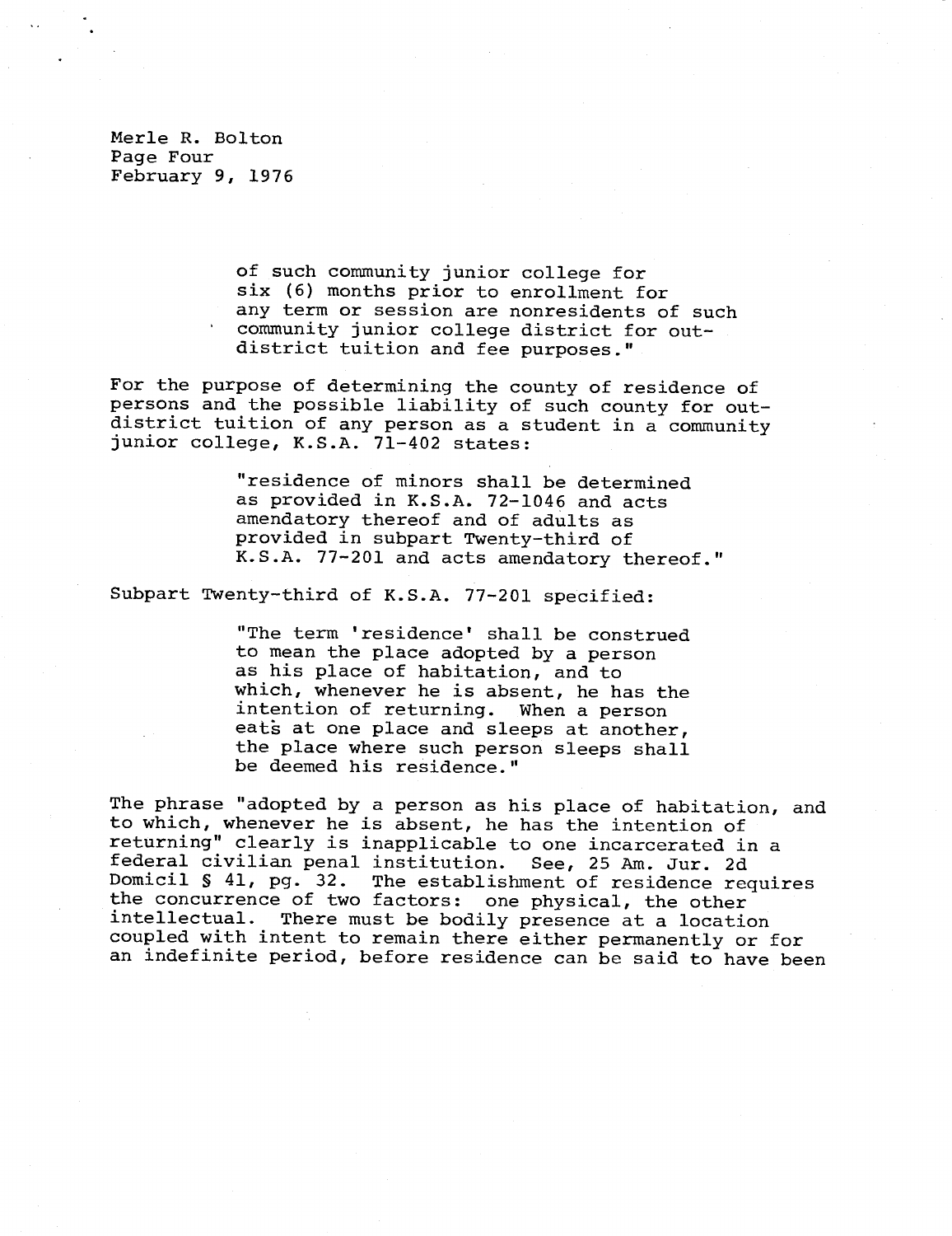> of such community junior college for six (6) months prior to enrollment for any term or session are nonresidents of such community junior college district for out-district tuition and fee purposes."

For the purpose of determining the county of residence of persons and the possible liability of such county for out-district tuition of any person as a student in a community junior college, K.S.A. 71-402 states:

> "residence of minors shall be determined as provided in K.S.A. 72-1046 and acts amendatory thereof and of adults as provided in subpart Twenty-third of K.S.A. 77-201 and acts amendatory thereof."

Subpart Twenty-third of K.S.A. 77-201 specified:

> "The term 'residence' shall be construed to mean the place adopted by a person as his place of habitation, and to which, whenever he is absent, he has the intention of returning. When a person eats at one place and sleeps at another, the place where such person sleeps shall be deemed his residence."

The phrase "adopted by a person as his place of habitation, and to which, whenever he is absent, he has the intention of returning" clearly is inapplicable to one incarcerated in a federal civilian penal institution. See, 25 Am. Jur. 2d Domicil § 41, pg. 32. The establishment of residence requires the concurrence of two factors: one physical, the other intellectual. There must be bodily presence at a location coupled with intent to remain there either permanently or for an indefinite period, before residence can be said to have been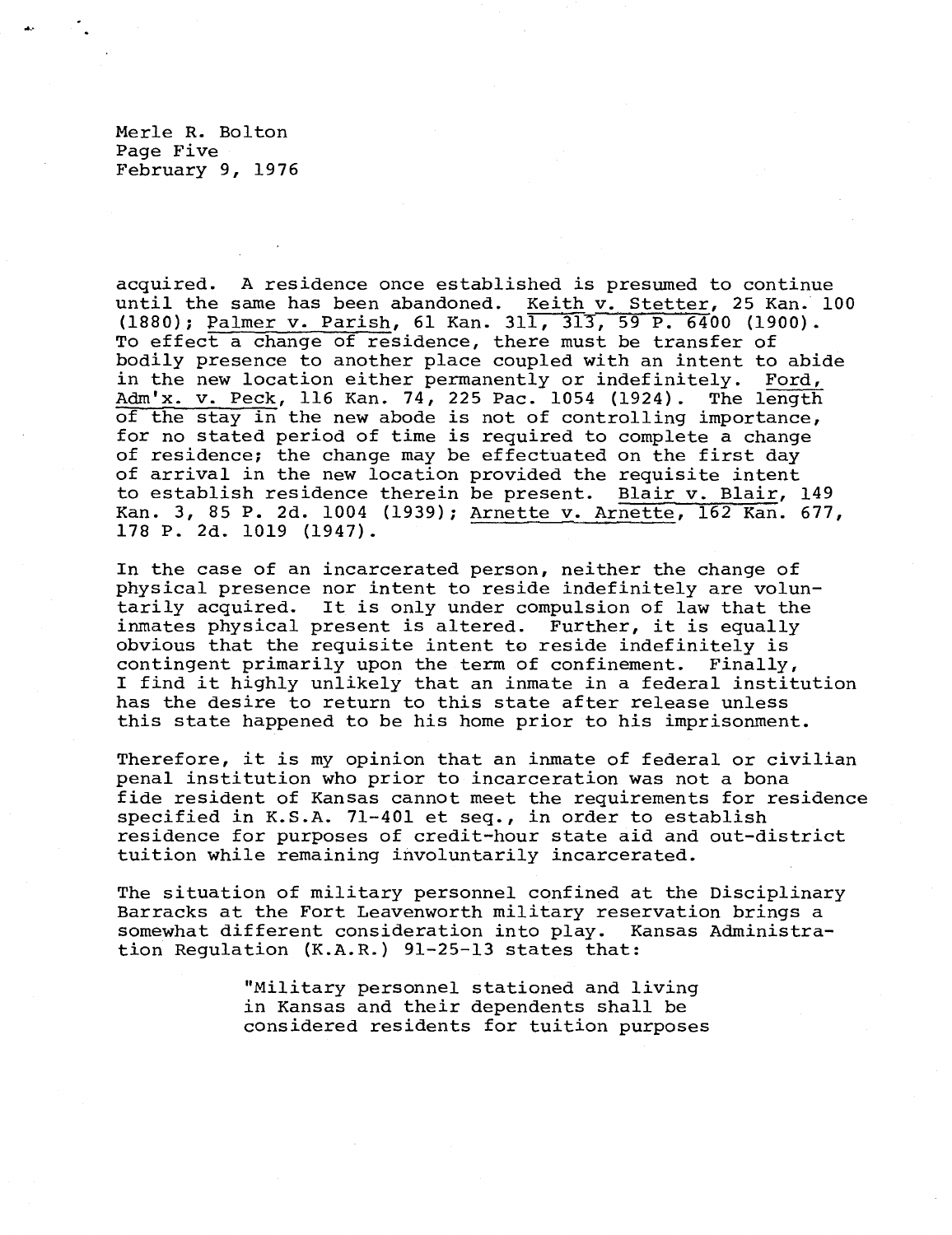acquired. A residence once established is presumed to continue until the same has been abandoned. Keith v. Stetter, 25 Kan. 100 (1880); Palmer v. Parish, 61 Kan. 311, 313, 59 P. 6400 (1900). To effect a change of residence, there must be transfer of bodily presence to another place coupled with an intent to abide in the new location either permanently or indefinitely. Ford, Adm'x. v. Peck, 116 Kan. 74, 225 Pac. 1054 (1924). The length of the stay in the new abode is not of controlling importance, for no stated period of time is required to complete a change of residence; the change may be effectuated on the first day of arrival in the new location provided the requisite intent to establish residence therein be present. Blair v. Blair, 149 Kan. 3, 85 P. 2d. 1004 (1939); Arnette v. Arnette, 162 Kan. 677, 178 P. 2d. 1019 (1947).

In the case of an incarcerated person, neither the change of physical presence nor intent to reside indefinitely are voluntarily acquired. It is only under compulsion of law that the inmates physical present is altered. Further, it is equally obvious that the requisite intent to reside indefinitely is contingent primarily upon the term of confinement. Finally, I find it highly unlikely that an inmate in a federal institution has the desire to return to this state after release unless this state happened to be his home prior to his imprisonment.

Therefore, it is my opinion that an inmate of federal or civilian penal institution who prior to incarceration was not a bona fide resident of Kansas cannot meet the requirements for residence specified in K.S.A. 71-401 et seq., in order to establish residence for purposes of credit-hour state aid and out-district tuition while remaining involuntarily incarcerated.

The situation of military personnel confined at the Disciplinary Barracks at the Fort Leavenworth military reservation brings a somewhat different consideration into play. Kansas Administration Regulation (K.A.R.) 91-25-13 states that:

> "Military personnel stationed and living in Kansas and their dependents shall be considered residents for tuition purposes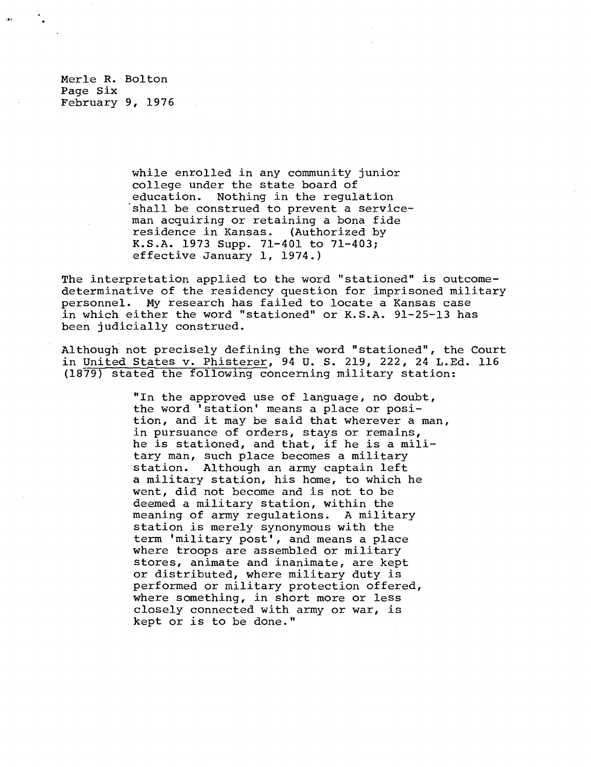Merle R. Bolton
Page Six
February 9, 1976

> while enrolled in any community junior college under the state board of education. Nothing in the regulation shall be construed to prevent a serviceman acquiring or retaining a bona fide residence in Kansas. (Authorized by K.S.A. 1973 Supp. 71-401 to 71-403; effective January 1, 1974.)

The interpretation applied to the word "stationed" is outcome-determinative of the residency question for imprisoned military personnel. My research has failed to locate a Kansas case in which either the word "stationed" or K.S.A. 91-25-13 has been judicially construed.

Although not precisely defining the word "stationed", the Court in United States v. Phisterer, 94 U. S. 219, 222, 24 L.Ed. 116 (1879) stated the following concerning military station:

> "In the approved use of language, no doubt, the word 'station' means a place or position, and it may be said that wherever a man, in pursuance of orders, stays or remains, he is stationed, and that, if he is a military man, such place becomes a military station. Although an army captain left a military station, his home, to which he went, did not become and is not to be deemed a military station, within the meaning of army regulations. A military station is merely synonymous with the term 'military post', and means a place where troops are assembled or military stores, animate and inanimate, are kept or distributed, where military duty is performed or military protection offered, where something, in short more or less closely connected with army or war, is kept or is to be done."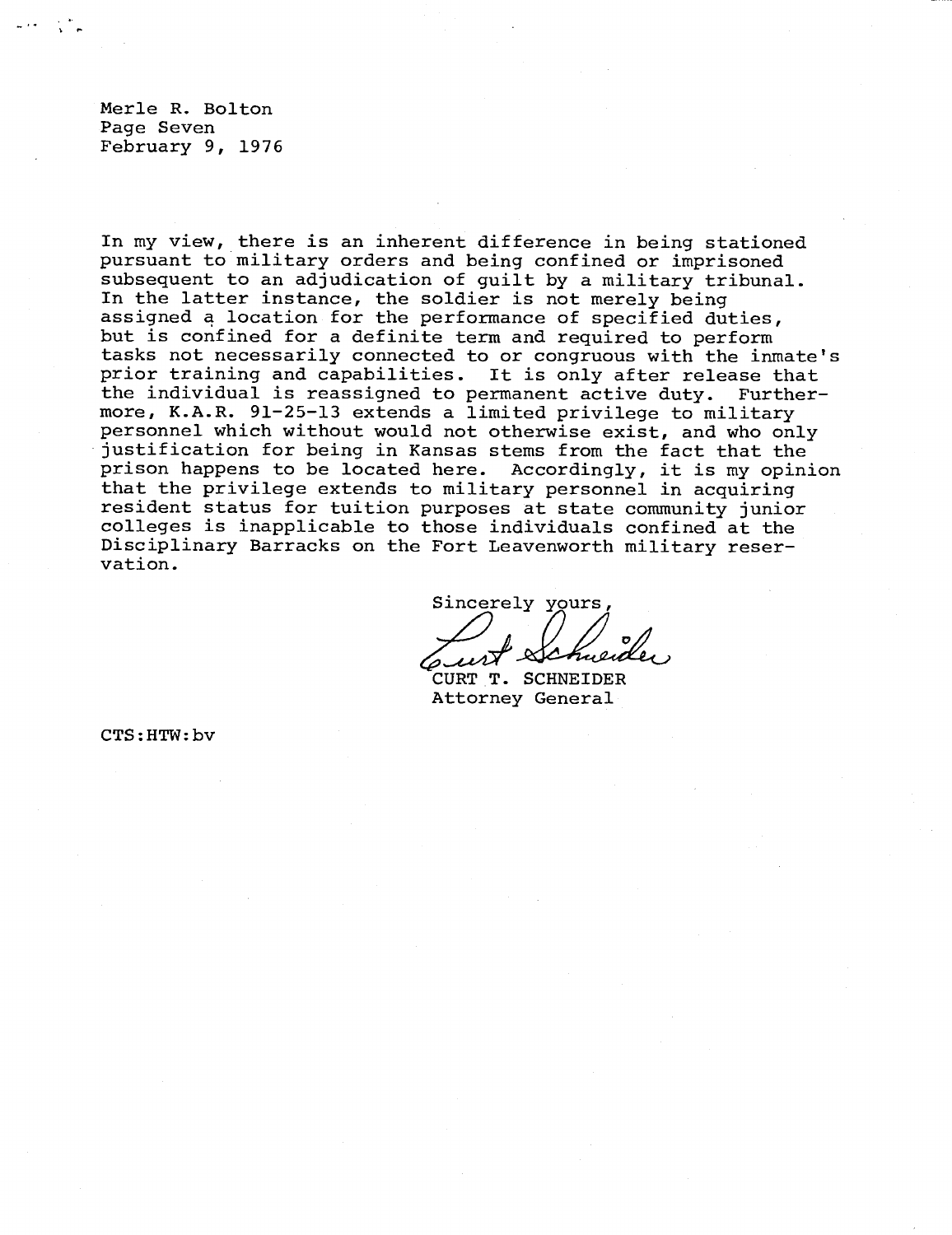Merle R. Bolton
Page Seven
February 9, 1976

In my view, there is an inherent difference in being stationed pursuant to military orders and being confined or imprisoned subsequent to an adjudication of guilt by a military tribunal. In the latter instance, the soldier is not merely being assigned a location for the performance of specified duties, but is confined for a definite term and required to perform tasks not necessarily connected to or congruous with the inmate's prior training and capabilities. It is only after release that the individual is reassigned to permanent active duty. Furthermore, K.A.R. 91-25-13 extends a limited privilege to military personnel which without would not otherwise exist, and who only justification for being in Kansas stems from the fact that the prison happens to be located here. Accordingly, it is my opinion that the privilege extends to military personnel in acquiring resident status for tuition purposes at state community junior colleges is inapplicable to those individuals confined at the Disciplinary Barracks on the Fort Leavenworth military reservation.

Sincerely yours,

Curt Schneider

CURT T. SCHNEIDER
Attorney General

CTS:HTW:bv